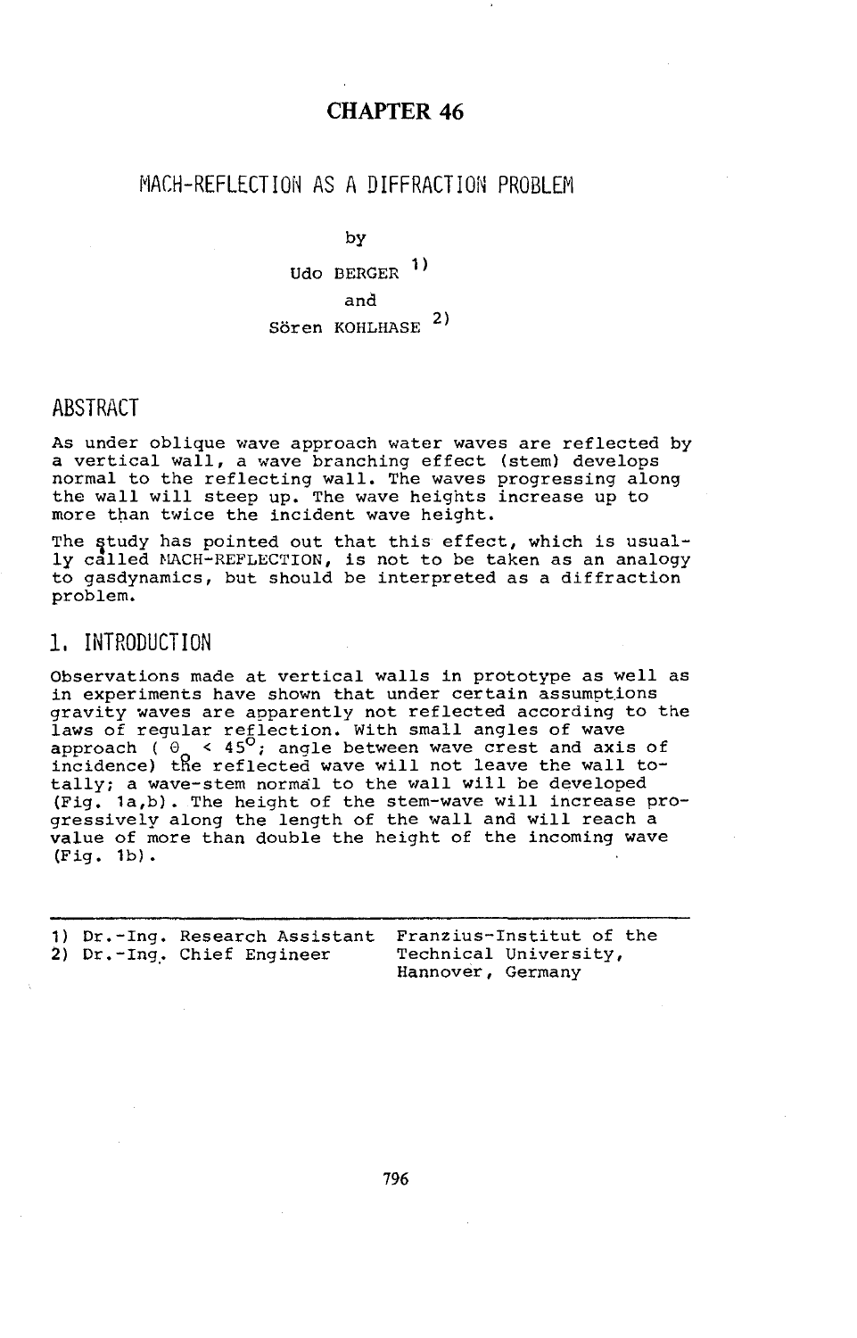# CHAPTER 46

## MACH-REFLECTION AS A DIFFRACTION PROBLEM

by

Udo BERGER [1)]

and

Sören KOHLHASE [2)]

## ABSTRACT

As under oblique wave approach water waves are reflected by a vertical wall, a wave branching effect (stem) develops normal to the reflecting wall. The waves progressing along the wall will steep up. The wave heights increase up to more than twice the incident wave height.

The study has pointed out that this effect, which is usually called MACH-REFLECTION, is not to be taken as an analogy to gasdynamics, but should be interpreted as a diffraction problem.

## 1. INTRODUCTION

Observations made at vertical walls in prototype as well as in experiments have shown that under certain assumptions gravity waves are apparently not reflected according to the laws of regular reflection. With small angles of wave approach ( $\Theta_o < 45^o$; angle between wave crest and axis of incidence) the reflected wave will not leave the wall totally; a wave-stem normal to the wall will be developed (Fig. 1a,b). The height of the stem-wave will increase progressively along the length of the wall and will reach a value of more than double the height of the incoming wave (Fig. 1b).

---

1) Dr.-Ing. Research Assistant
2) Dr.-Ing. Chief Engineer

Franzius-Institut of the Technical University, Hannover, Germany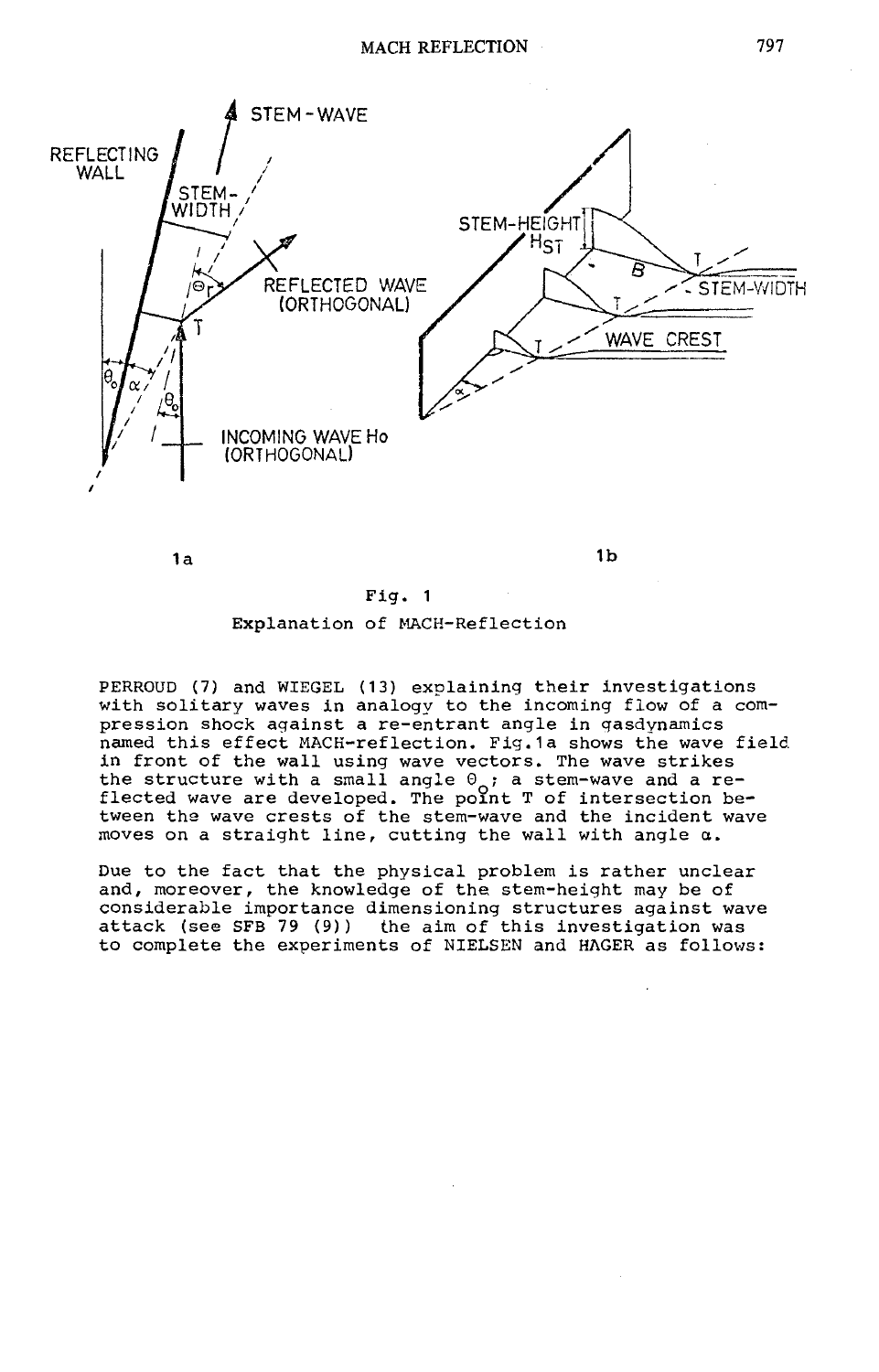Fig. 1

Explanation of MACH-Reflection

PERROUD (7) and WIEGEL (13) explaining their investigations with solitary waves in analogy to the incoming flow of a compression shock against a re-entrant angle in gasdynamics named this effect MACH-reflection. Fig.1a shows the wave field in front of the wall using wave vectors. The wave strikes the structure with a small angle $\Theta_o$; a stem-wave and a reflected wave are developed. The point T of intersection between the wave crests of the stem-wave and the incident wave moves on a straight line, cutting the wall with angle $\alpha$.

Due to the fact that the physical problem is rather unclear and, moreover, the knowledge of the stem-height may be of considerable importance dimensioning structures against wave attack (see SFB 79 (9)) the aim of this investigation was to complete the experiments of NIELSEN and HAGER as follows: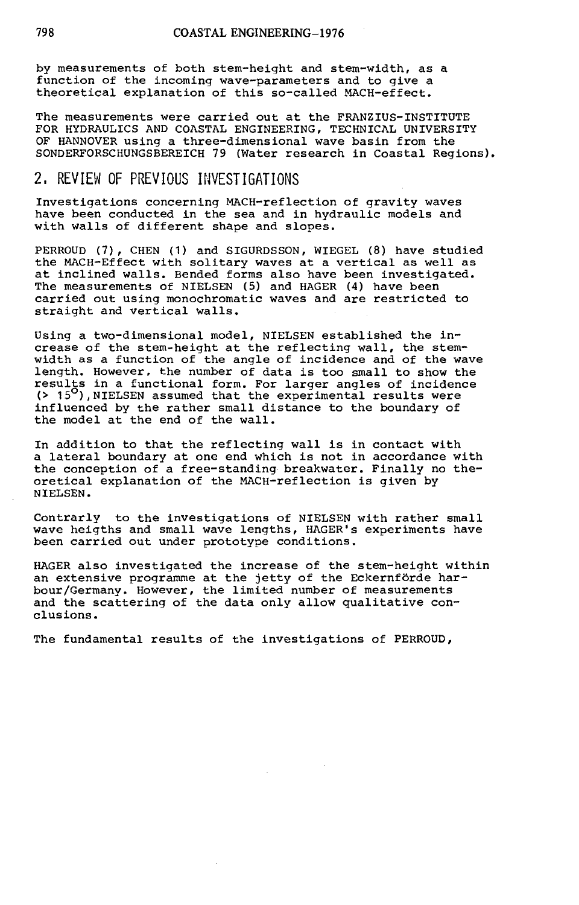by measurements of both stem-height and stem-width, as a function of the incoming wave-parameters and to give a theoretical explanation of this so-called MACH-effect.

The measurements were carried out at the FRANZIUS-INSTITUTE FOR HYDRAULICS AND COASTAL ENGINEERING, TECHNICAL UNIVERSITY OF HANNOVER using a three-dimensional wave basin from the SONDERFORSCHUNGSBEREICH 79 (Water research in Coastal Regions).

## 2. REVIEW OF PREVIOUS INVESTIGATIONS

Investigations concerning MACH-reflection of gravity waves have been conducted in the sea and in hydraulic models and with walls of different shape and slopes.

PERROUD (7), CHEN (1) and SIGURDSSON, WIEGEL (8) have studied the MACH-Effect with solitary waves at a vertical as well as at inclined walls. Bended forms also have been investigated. The measurements of NIELSEN (5) and HAGER (4) have been carried out using monochromatic waves and are restricted to straight and vertical walls.

Using a two-dimensional model, NIELSEN established the increase of the stem-height at the reflecting wall, the stem-width as a function of the angle of incidence and of the wave length. However, the number of data is too small to show the results in a functional form. For larger angles of incidence ($> 15^o$), NIELSEN assumed that the experimental results were influenced by the rather small distance to the boundary of the model at the end of the wall.

In addition to that the reflecting wall is in contact with a lateral boundary at one end which is not in accordance with the conception of a free-standing breakwater. Finally no theoretical explanation of the MACH-reflection is given by NIELSEN.

Contrarly to the investigations of NIELSEN with rather small wave heigths and small wave lengths, HAGER's experiments have been carried out under prototype conditions.

HAGER also investigated the increase of the stem-height within an extensive programme at the jetty of the Eckernförde harbour/Germany. However, the limited number of measurements and the scattering of the data only allow qualitative conclusions.

The fundamental results of the investigations of PERROUD,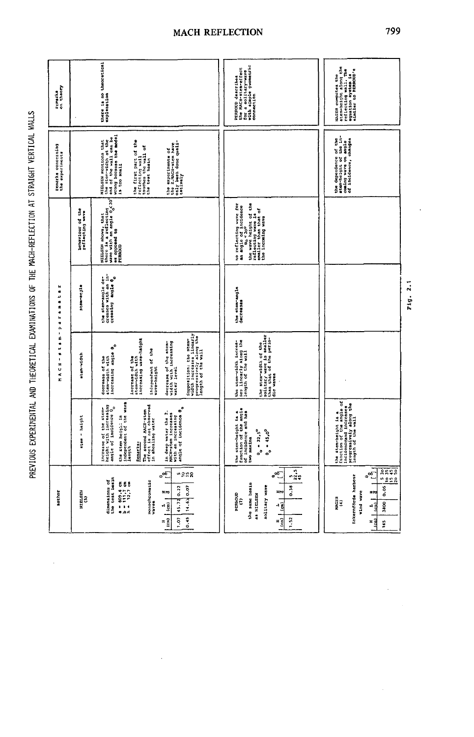# PREVIOUS EXPERIMENTAL AND THEORETICAL EXAMINATIONS OF THE MACH-REFLECTION AT STRAIGHT VERTICAL WALLS

| author | MACH-stem-parameter: stem-height | MACH-stem-parameter: stem-width | MACH-stem-parameter: stem-angle | MACH-stem-parameter: behaviour of the reflecting wave | remarks concerning the experiments | remarks on theory |
|---|---|---|---|---|---|---|
| NIELSEN (5)<br><br>dimensions of the test basin<br>a = 609,6 cm<br>b = 111,7 cm<br>h = 12,7 cm<br><br>monochromatic waves<br><br>H (cm) / L (cm) / H/d / $\theta_o$ [°]<br>1.07 / 45.72 / 0.22 / 5, 10, 15, 20<br>0.45 / 14.63 / 0.07 / | increase of the stem-height with increasing angle of incidence $\theta_o$<br><br>the stem height is independent of the wave length<br><br>**Remarks:**<br>The second MACH-stem effect is not observed in shoaling water<br><br>in deep water the 2. MACH-stem increases with an increasing angle of incidence $\theta_o$ | decrease of the stem-width with increasing angle $\theta_o$<br><br>increase of the stem-width with increasing wave-height<br><br>independent of the wave-height<br><br>decrease of the stem-width with increasing water level<br><br>Supposition: the stem-width increases linearly progressively along the length of the wall | the stem-angle decreases with an increasing angle $\theta_o$ | NIELSEN shows, that there is a reflecting wave with an angle $\theta_o \geq 20°$ as opposed to PERROUD | NIELSEN mentions that the stem-width at the end of the wall can be wrong because the model is too small<br><br>the first part of the reflecting wall touches the wall of the test basin<br><br>the experiments of the 2. MACH-stem have only been done qualitatively | there is no theoretical explanation |
| PERROUD (7)<br><br>the same basin as NIELSEN<br><br>solitary wave<br><br>H (cm) / L (cm) / H/d / $\theta_o$ [°]<br>1.52 / / 0.38 / 5, 22,5, 45 | the stem-height is a function of the angle of incidence and has two maxima<br><br>$\theta_o = 22,5°$<br>$\theta_o = 45,0°$ | the stem-width increases linearly along the length of the wall<br><br>the stem-width of the solitary wave is smaller than that of the periodic waves | the stem-angle decreases | no reflecting wave for an angle of incidence $\theta_o < 20°$<br><br>the wave height of the reflecting wave is smaller than that of the incoming wave | | PERROUD describes the MACH-stem-effect for a solitary-wave with simple geometric connection |
| HAGER (4)<br><br>Eckernförde harbour<br><br>wind wave<br><br>H (cm) / L (cm) / H/d / $\theta_o$ [°]<br>165 / 3800 / 0.05 / 5 30, 10 35, 15 45, 20 50 | the stem-height is a function of the angle of incidence and increases progressively along the length of the wall | | | | the dependence of the stem-height of the incoming wave on angle of incidence, changes | HAGER computes the stem-height along the reflecting wall. The equation system is similar to PERROUD's |

Fig. 2.1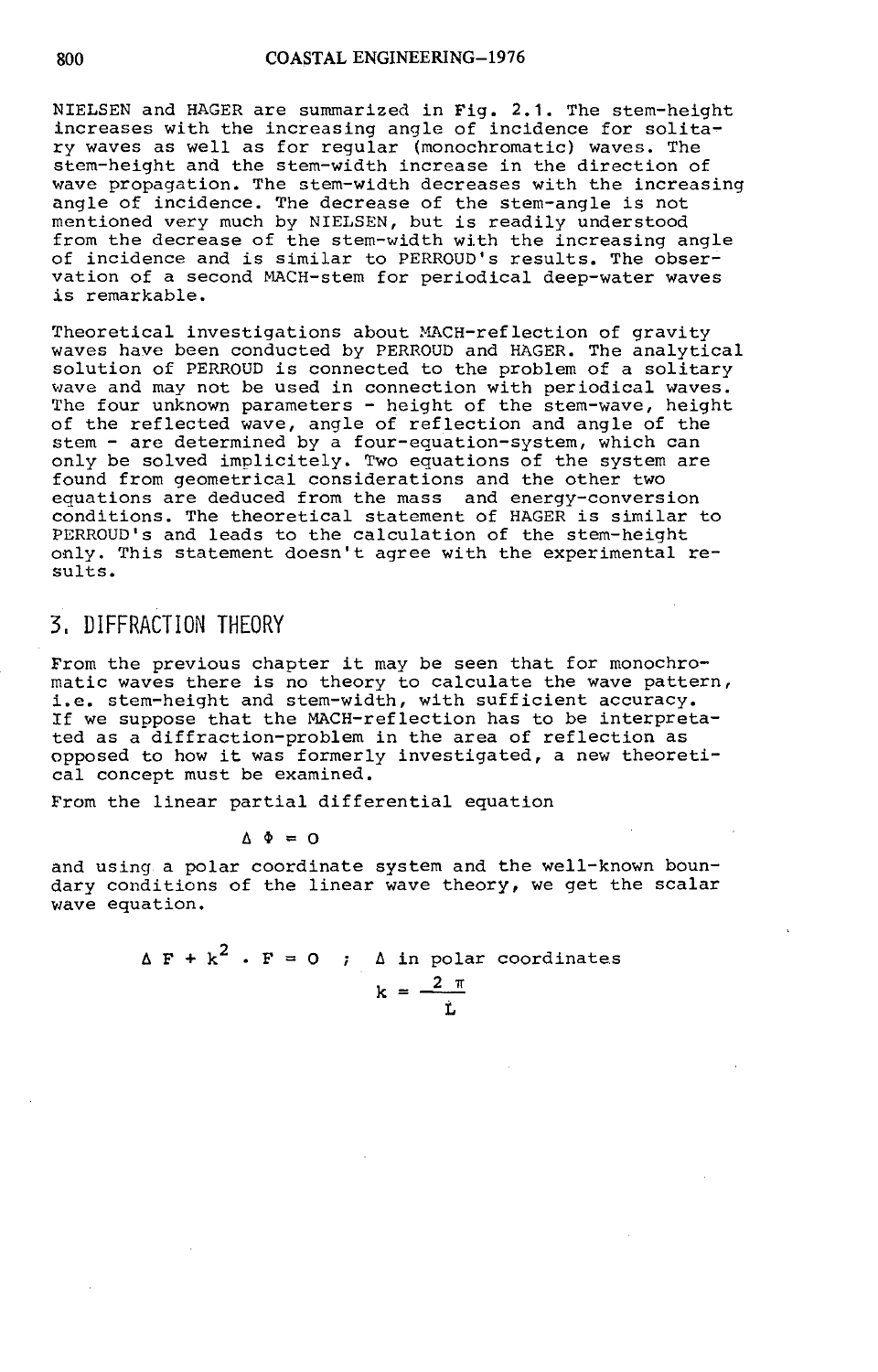NIELSEN and HAGER are summarized in Fig. 2.1. The stem-height increases with the increasing angle of incidence for solitary waves as well as for regular (monochromatic) waves. The stem-height and the stem-width increase in the direction of wave propagation. The stem-width decreases with the increasing angle of incidence. The decrease of the stem-angle is not mentioned very much by NIELSEN, but is readily understood from the decrease of the stem-width with the increasing angle of incidence and is similar to PERROUD's results. The observation of a second MACH-stem for periodical deep-water waves is remarkable.

Theoretical investigations about MACH-reflection of gravity waves have been conducted by PERROUD and HAGER. The analytical solution of PERROUD is connected to the problem of a solitary wave and may not be used in connection with periodical waves. The four unknown parameters - height of the stem-wave, height of the reflected wave, angle of reflection and angle of the stem - are determined by a four-equation-system, which can only be solved implicitely. Two equations of the system are found from geometrical considerations and the other two equations are deduced from the mass and energy-conversion conditions. The theoretical statement of HAGER is similar to PERROUD's and leads to the calculation of the stem-height only. This statement doesn't agree with the experimental results.

## 3. DIFFRACTION THEORY

From the previous chapter it may be seen that for monochromatic waves there is no theory to calculate the wave pattern, i.e. stem-height and stem-width, with sufficient accuracy. If we suppose that the MACH-reflection has to be interpretated as a diffraction-problem in the area of reflection as opposed to how it was formerly investigated, a new theoretical concept must be examined.

From the linear partial differential equation

$$\Delta \Phi = 0$$

and using a polar coordinate system and the well-known boundary conditions of the linear wave theory, we get the scalar wave equation.

$$\Delta F + k^2 \cdot F = 0 \quad ; \quad \Delta \text{ in polar coordinates}$$

$$k = \frac{2\pi}{L}$$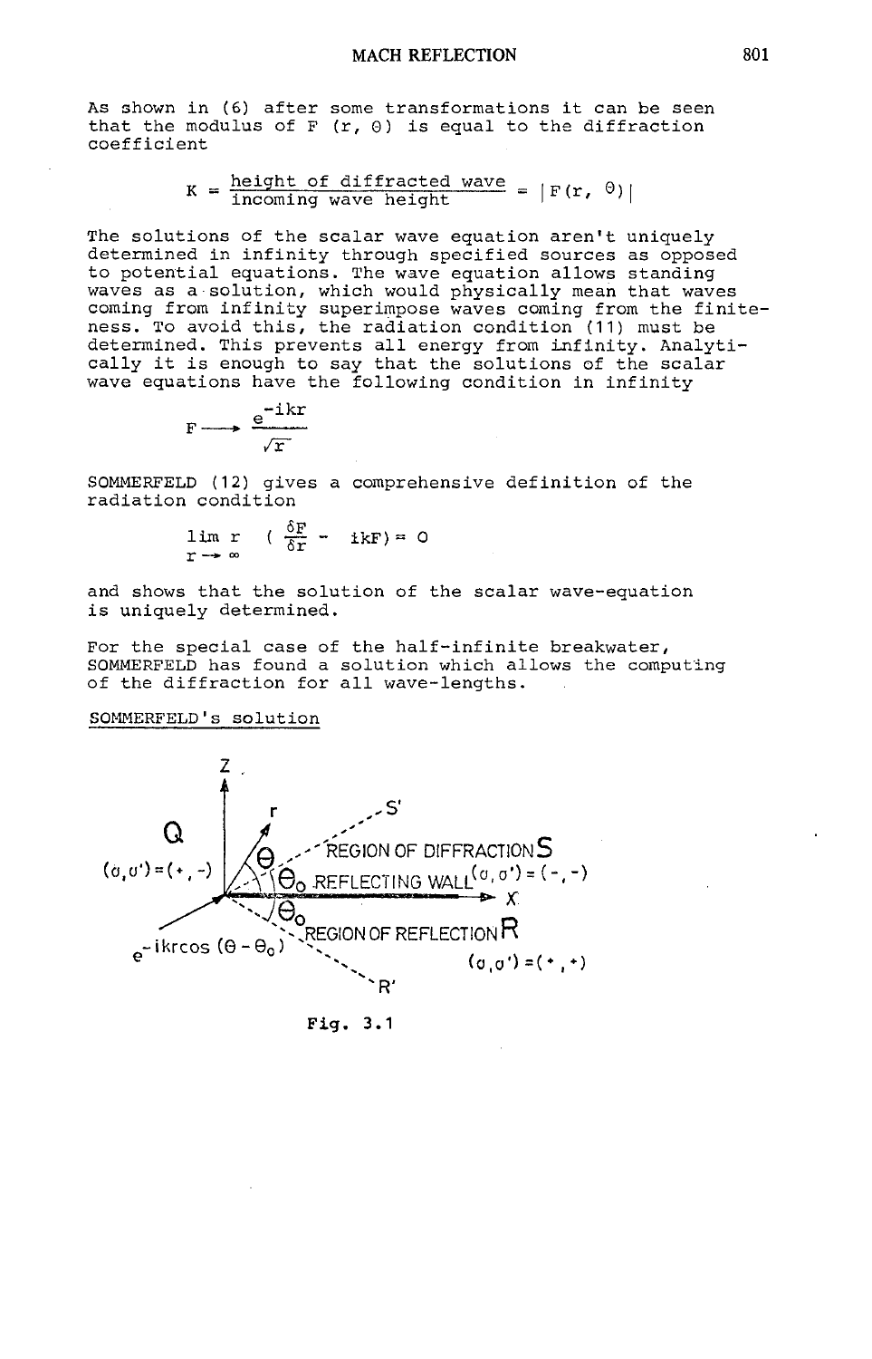As shown in (6) after some transformations it can be seen that the modulus of F (r, Θ) is equal to the diffraction coefficient

$$K = \frac{\text{height of diffracted wave}}{\text{incoming wave height}} = |F(r, \Theta)|$$

The solutions of the scalar wave equation aren't uniquely determined in infinity through specified sources as opposed to potential equations. The wave equation allows standing waves as a solution, which would physically mean that waves coming from infinity superimpose waves coming from the finiteness. To avoid this, the radiation condition (11) must be determined. This prevents all energy from infinity. Analytically it is enough to say that the solutions of the scalar wave equations have the following condition in infinity

$$F \longrightarrow \frac{e^{-ikr}}{\sqrt{r}}$$

SOMMERFELD (12) gives a comprehensive definition of the radiation condition

$$\lim_{r \to \infty} r \left( \frac{\delta F}{\delta r} - ikF \right) = 0$$

and shows that the solution of the scalar wave-equation is uniquely determined.

For the special case of the half-infinite breakwater, SOMMERFELD has found a solution which allows the computing of the diffraction for all wave-lengths.

<u>SOMMERFELD's solution</u>

Fig. 3.1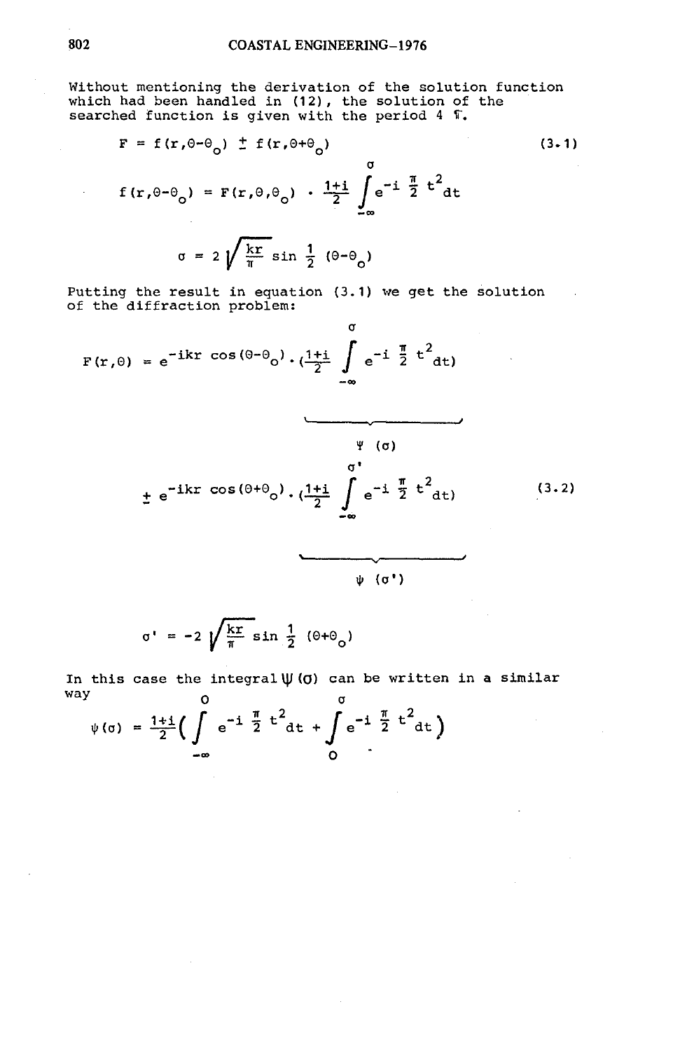Without mentioning the derivation of the solution function which had been handled in (12), the solution of the searched function is given with the period 4 $\pi$.

$$F = f(r,\Theta-\Theta_o) \pm f(r,\Theta+\Theta_o) \tag{3.1}$$

$$f(r,\Theta-\Theta_o) = F(r,\Theta,\Theta_o) \cdot \frac{1+i}{2} \int_{-\infty}^{\sigma} e^{-i\frac{\pi}{2}t^2} dt$$

$$\sigma = 2\sqrt{\frac{kr}{\pi}} \sin\frac{1}{2}(\Theta-\Theta_o)$$

Putting the result in equation (3.1) we get the solution of the diffraction problem:

$$F(r,\Theta) = e^{-ikr\cos(\Theta-\Theta_o)} \cdot \underbrace{\left(\frac{1+i}{2}\int_{-\infty}^{\sigma} e^{-i\frac{\pi}{2}t^2}dt\right)}_{\Psi(\sigma)}$$

$$\pm\, e^{-ikr\cos(\Theta+\Theta_o)} \cdot \underbrace{\left(\frac{1+i}{2}\int_{-\infty}^{\sigma'} e^{-i\frac{\pi}{2}t^2}dt\right)}_{\psi(\sigma')} \tag{3.2}$$

$$\sigma' = -2\sqrt{\frac{kr}{\pi}} \sin\frac{1}{2}(\Theta+\Theta_o)$$

In this case the integral $\psi(\sigma)$ can be written in a similar way

$$\psi(\sigma) = \frac{1+i}{2}\left(\int_{-\infty}^{0} e^{-i\frac{\pi}{2}t^2}dt + \int_{0}^{\sigma} e^{-i\frac{\pi}{2}t^2}dt\right)$$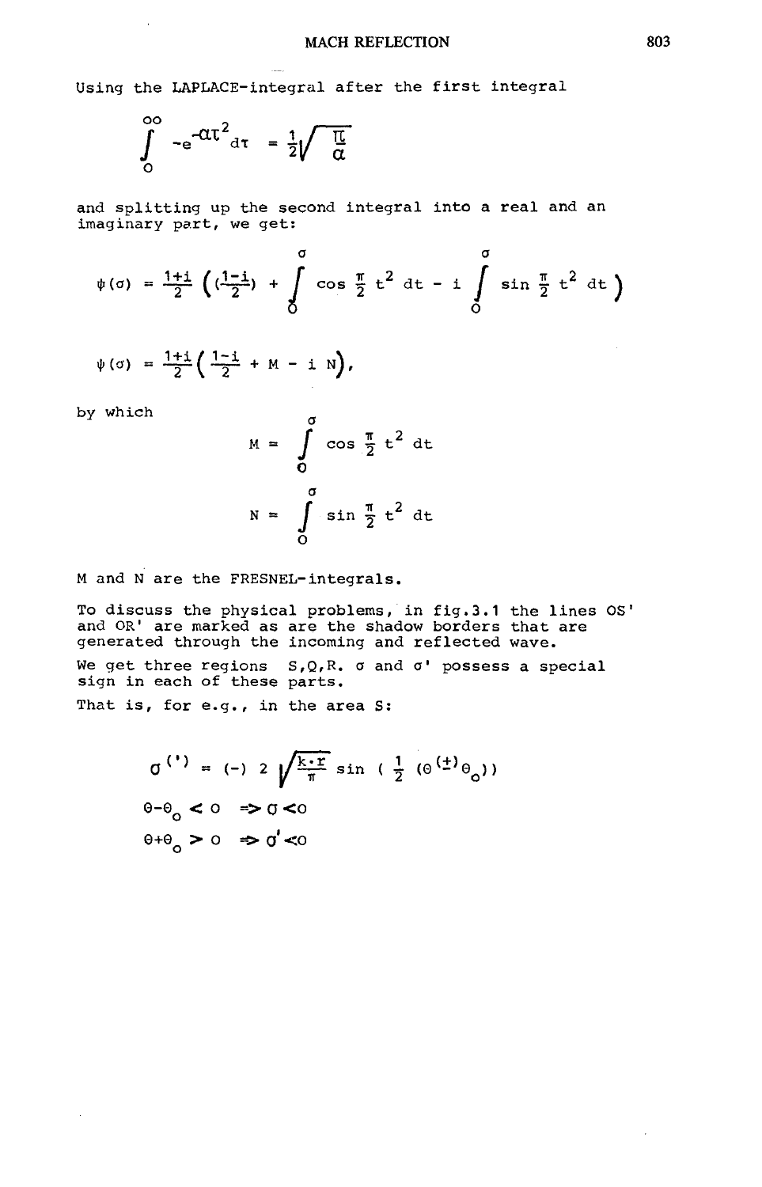Using the LAPLACE-integral after the first integral

$$\int_0^\infty -e^{-\alpha\tau^2} d\tau = \frac{1}{2}\sqrt{\frac{\pi}{\alpha}}$$

and splitting up the second integral into a real and an imaginary part, we get:

$$\psi(\sigma) = \frac{1+i}{2}\left(\left(\frac{1-i}{2}\right) + \int_0^\sigma \cos\frac{\pi}{2}t^2\, dt - i\int_0^\sigma \sin\frac{\pi}{2}t^2\, dt\right)$$

$$\psi(\sigma) = \frac{1+i}{2}\left(\frac{1-i}{2} + M - i\,N\right),$$

by which

$$M = \int_0^\sigma \cos\frac{\pi}{2}t^2\, dt$$

$$N = \int_0^\sigma \sin\frac{\pi}{2}t^2\, dt$$

M and N are the FRESNEL-integrals.

To discuss the physical problems, in fig.3.1 the lines OS' and OR' are marked as are the shadow borders that are generated through the incoming and reflected wave.

We get three regions S,Q,R. $\sigma$ and $\sigma'$ possess a special sign in each of these parts.

That is, for e.g., in the area S:

$$\sigma^{(')} = (-)\, 2\sqrt{\frac{k\cdot r}{\pi}}\sin\left(\frac{1}{2}\left(\theta^{(\pm)}\theta_o\right)\right)$$

$$\theta-\theta_o < 0 \Rightarrow \sigma < 0$$

$$\theta+\theta_o > 0 \Rightarrow \sigma' < 0$$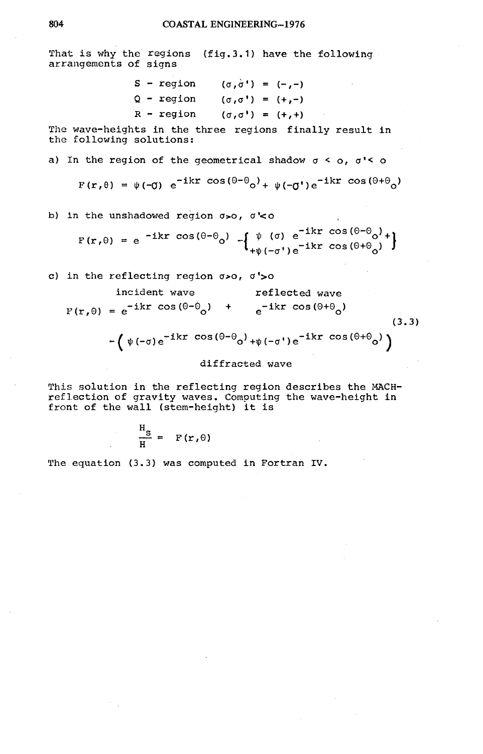That is why the regions (fig.3.1) have the following arrangements of signs

S - region $(\sigma,\sigma') = (-,-)$

Q - region $(\sigma,\sigma') = (+,-)$

R - region $(\sigma,\sigma') = (+,+)$

The wave-heights in the three regions finally result in the following solutions:

a) In the region of the geometrical shadow $\sigma < o$, $\sigma' < o$

$$F(r,\theta) = \psi(-\sigma)\ e^{-ikr\cos(\theta-\theta_o)} + \psi(-\sigma')e^{-ikr\cos(\theta+\theta_o)}$$

b) in the unshadowed region $\sigma > o$, $\sigma' < o$

$$F(r,\theta) = e^{-ikr\cos(\theta-\theta_o)} - \left\{ \begin{array}{l} \psi(\sigma)\ e^{-ikr\cos(\theta-\theta_o)} + \\ +\psi(-\sigma')e^{-ikr\cos(\theta+\theta_o)} \end{array} \right\}$$

c) in the reflecting region $\sigma > o$, $\sigma' > o$

$$F(r,\theta) = \underbrace{e^{-ikr\cos(\theta-\theta_o)}}_{\text{incident wave}} + \underbrace{e^{-ikr\cos(\theta+\theta_o)}}_{\text{reflected wave}}$$

$$\underbrace{-\left( \psi(-\sigma)e^{-ikr\cos(\theta-\theta_o)} + \psi(-\sigma')e^{-ikr\cos(\theta+\theta_o)} \right)}_{\text{diffracted wave}} \tag{3.3}$$

This solution in the reflecting region describes the MACH-reflection of gravity waves. Computing the wave-height in front of the wall (stem-height) it is

$$\frac{H_s}{H} = F(r,\theta)$$

The equation (3.3) was computed in Fortran IV.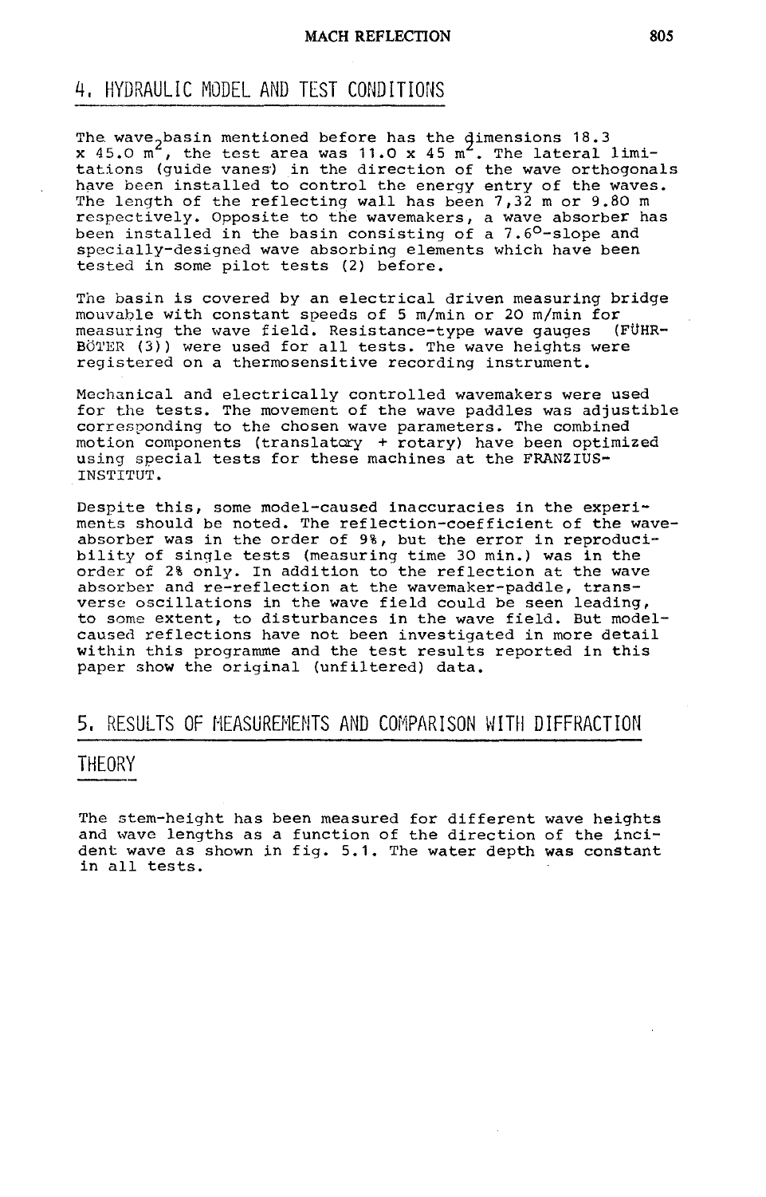## 4. HYDRAULIC MODEL AND TEST CONDITIONS

The wave basin mentioned before has the dimensions 18.3 x 45.0 $m^2$, the test area was 11.0 x 45 $m^2$. The lateral limitations (guide vanes) in the direction of the wave orthogonals have been installed to control the energy entry of the waves. The length of the reflecting wall has been 7,32 m or 9.80 m respectively. Opposite to the wavemakers, a wave absorber has been installed in the basin consisting of a 7.6°-slope and specially-designed wave absorbing elements which have been tested in some pilot tests (2) before.

The basin is covered by an electrical driven measuring bridge mouvable with constant speeds of 5 m/min or 20 m/min for measuring the wave field. Resistance-type wave gauges (FÜHRBÖTER (3)) were used for all tests. The wave heights were registered on a thermosensitive recording instrument.

Mechanical and electrically controlled wavemakers were used for the tests. The movement of the wave paddles was adjustible corresponding to the chosen wave parameters. The combined motion components (translatory + rotary) have been optimized using special tests for these machines at the FRANZIUS-INSTITUT.

Despite this, some model-caused inaccuracies in the experiments should be noted. The reflection-coefficient of the wave-absorber was in the order of 9%, but the error in reproducibility of single tests (measuring time 30 min.) was in the order of 2% only. In addition to the reflection at the wave absorber and re-reflection at the wavemaker-paddle, transverse oscillations in the wave field could be seen leading, to some extent, to disturbances in the wave field. But model-caused reflections have not been investigated in more detail within this programme and the test results reported in this paper show the original (unfiltered) data.

## 5. RESULTS OF MEASUREMENTS AND COMPARISON WITH DIFFRACTION THEORY

The stem-height has been measured for different wave heights and wave lengths as a function of the direction of the incident wave as shown in fig. 5.1. The water depth was constant in all tests.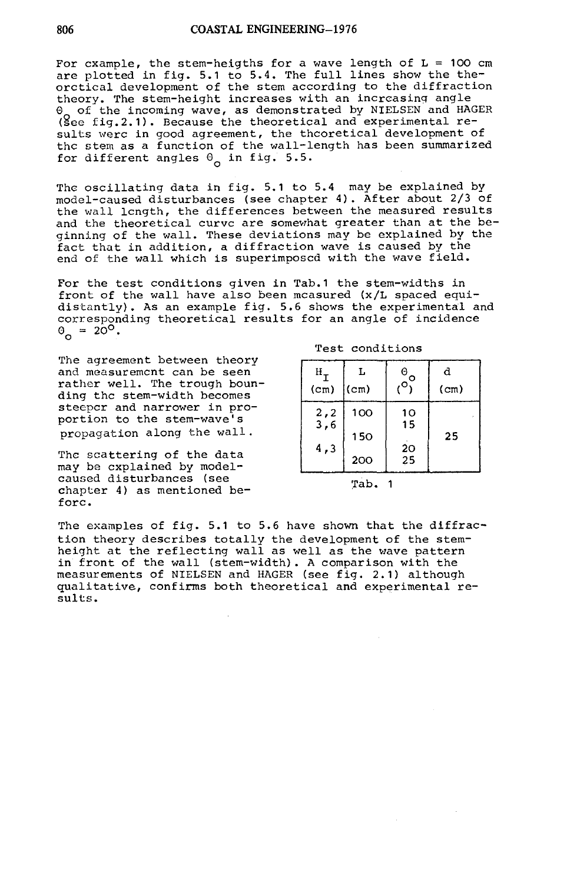For example, the stem-heigths for a wave length of L = 100 cm are plotted in fig. 5.1 to 5.4. The full lines show the theoretical development of the stem according to the diffraction theory. The stem-height increases with an increasing angle $\Theta_o$ of the incoming wave, as demonstrated by NIELSEN and HAGER (see fig.2.1). Because the theoretical and experimental results were in good agreement, the theoretical development of the stem as a function of the wall-length has been summarized for different angles $\Theta_o$ in fig. 5.5.

The oscillating data in fig. 5.1 to 5.4 may be explained by model-caused disturbances (see chapter 4). After about 2/3 of the wall length, the differences between the measured results and the theoretical curve are somewhat greater than at the beginning of the wall. These deviations may be explained by the fact that in addition, a diffraction wave is caused by the end of the wall which is superimposed with the wave field.

For the test conditions given in Tab.1 the stem-widths in front of the wall have also been measured (x/L spaced equidistantly). As an example fig. 5.6 shows the experimental and corresponding theoretical results for an angle of incidence $\Theta_o = 20°$.

The agreement between theory and measurement can be seen rather well. The trough bounding the stem-width becomes steeper and narrower in proportion to the stem-wave's propagation along the wall.

The scattering of the data may be explained by model-caused disturbances (see chapter 4) as mentioned before.

Test conditions

| $H_I$ (cm) | L (cm) | $\Theta_o$ (°) | d (cm) |
|---|---|---|---|
| 2,2 | 100 | 10 | 25 |
| 3,6 | 150 | 15 | |
| 4,3 | 200 | 20 | |
| | | 25 | |

Tab. 1

The examples of fig. 5.1 to 5.6 have shown that the diffraction theory describes totally the development of the stem-height at the reflecting wall as well as the wave pattern in front of the wall (stem-width). A comparison with the measurements of NIELSEN and HAGER (see fig. 2.1) although qualitative, confirms both theoretical and experimental results.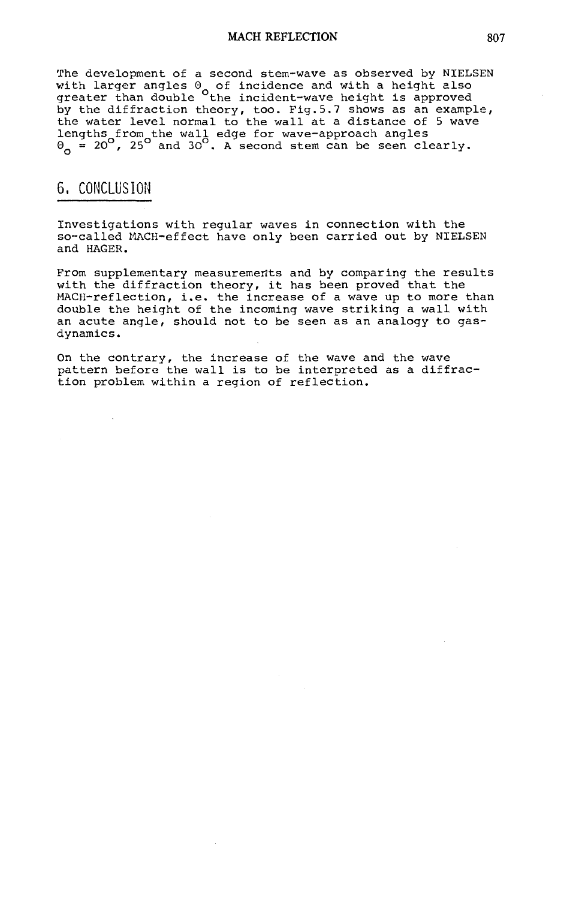The development of a second stem-wave as observed by NIELSEN with larger angles $\theta_o$ of incidence and with a height also greater than double the incident-wave height is approved by the diffraction theory, too. Fig.5.7 shows as an example, the water level normal to the wall at a distance of 5 wave lengths from the wall edge for wave-approach angles $\theta_o = 20^o$, $25^o$ and $30^o$. A second stem can be seen clearly.

## 6. CONCLUSION

Investigations with regular waves in connection with the so-called MACH-effect have only been carried out by NIELSEN and HAGER.

From supplementary measurements and by comparing the results with the diffraction theory, it has been proved that the MACH-reflection, i.e. the increase of a wave up to more than double the height of the incoming wave striking a wall with an acute angle, should not to be seen as an analogy to gas-dynamics.

On the contrary, the increase of the wave and the wave pattern before the wall is to be interpreted as a diffraction problem within a region of reflection.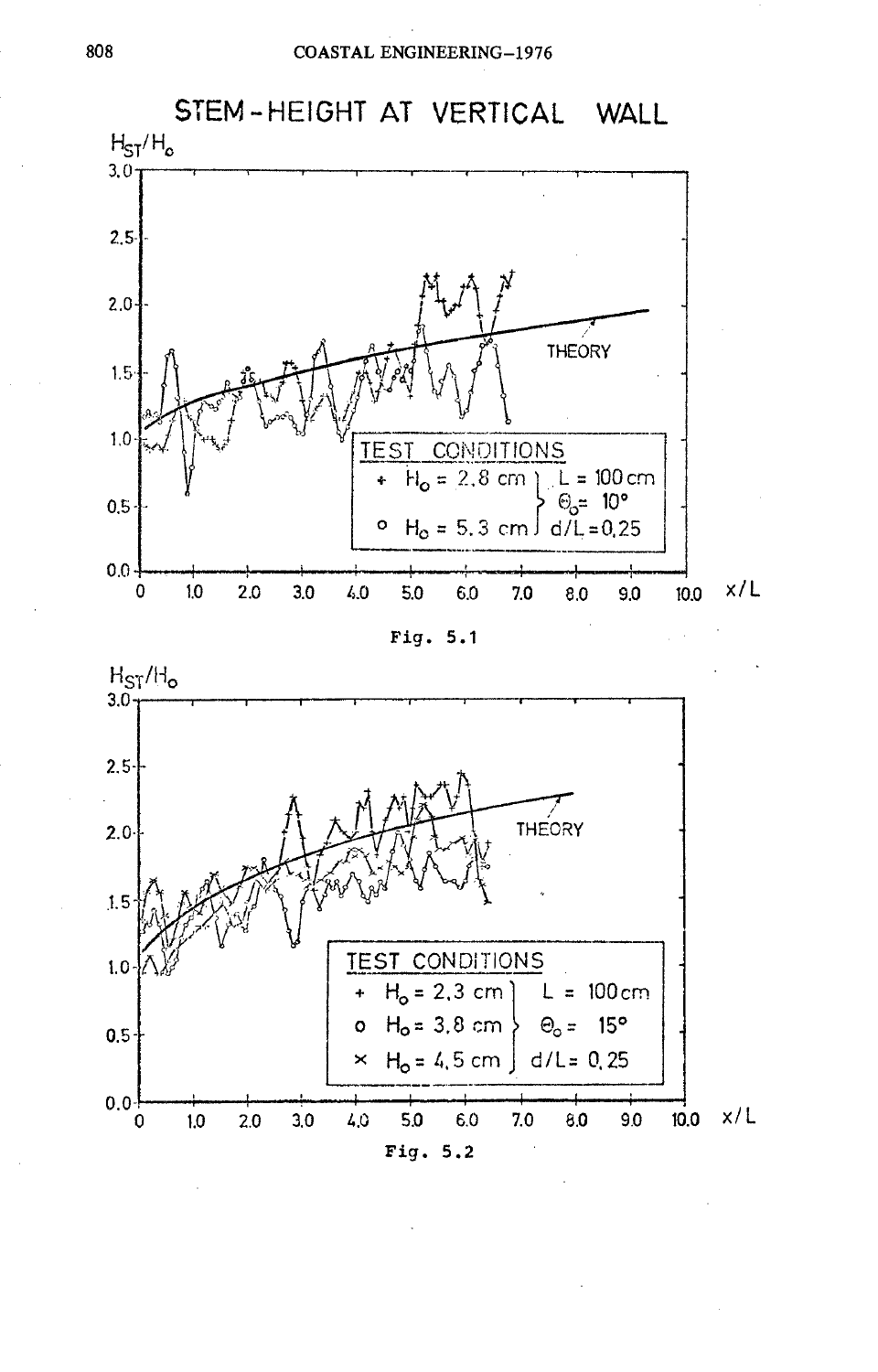## STEM-HEIGHT AT VERTICAL WALL

$H_{ST}/H_o$

TEST CONDITIONS

- \+ $H_o$ = 2.8 cm
- o $H_o$ = 5.3 cm

L = 100 cm, $\Theta_o$ = 10°, d/L = 0.25

THEORY

x/L

Fig. 5.1

$H_{ST}/H_o$

TEST CONDITIONS

- \+ $H_o$ = 2.3 cm
- o $H_o$ = 3.8 cm
- × $H_o$ = 4.5 cm

L = 100 cm, $\Theta_o$ = 15°, d/L = 0.25

THEORY

x/L

Fig. 5.2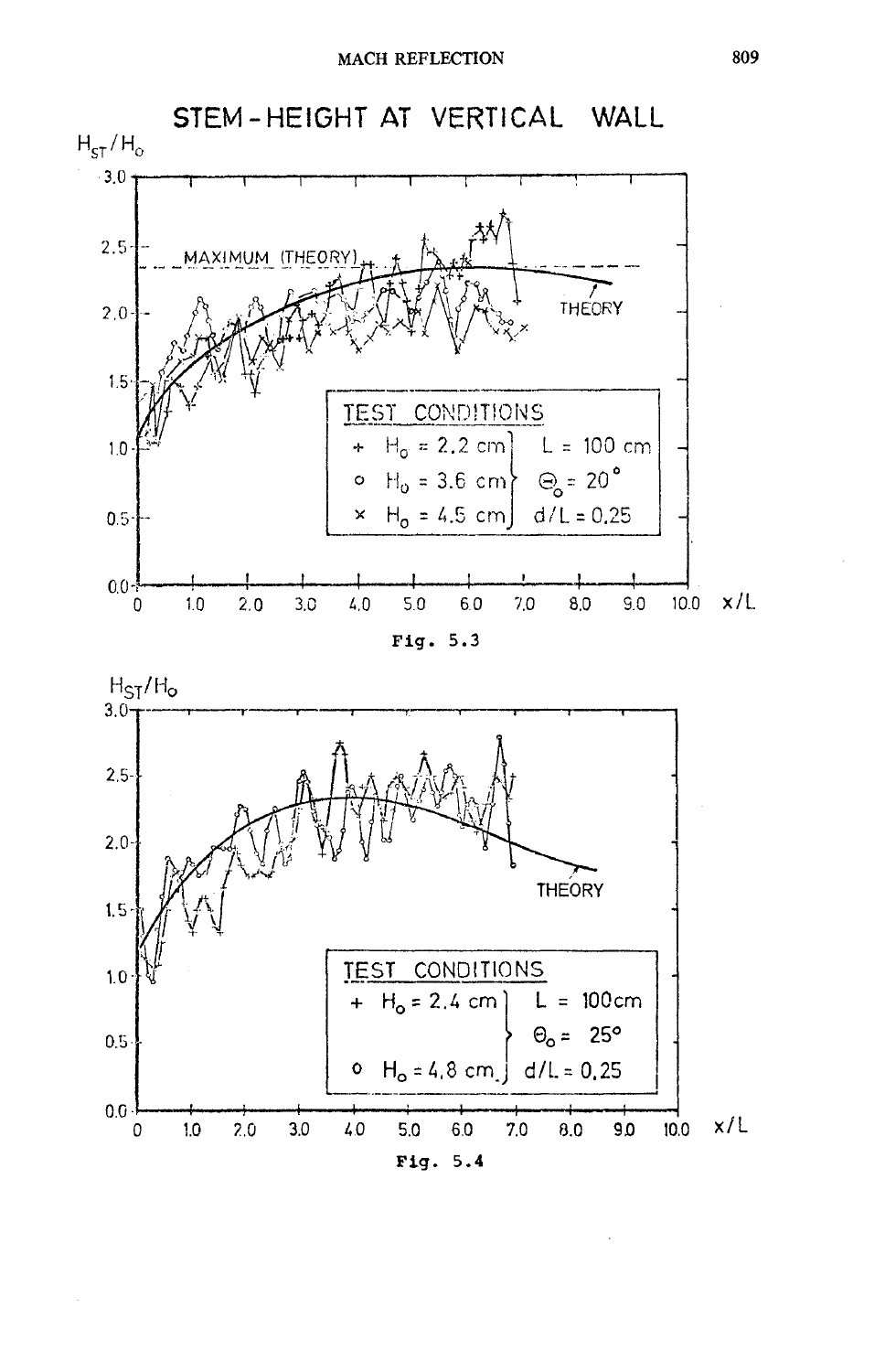STEM-HEIGHT AT VERTICAL WALL

$H_{ST}/H_o$

MAXIMUM (THEORY)

THEORY

TEST CONDITIONS

+ $H_o = 2.2$ cm
○ $H_o = 3.6$ cm
× $H_o = 4.5$ cm

$L = 100$ cm
$\Theta_o = 20°$
$d/L = 0.25$

$x/L$

Fig. 5.3

$H_{ST}/H_o$

THEORY

TEST CONDITIONS

+ $H_o = 2.4$ cm
○ $H_o = 4.8$ cm

$L = 100$cm
$\Theta_o = 25°$
$d/L = 0.25$

$x/L$

Fig. 5.4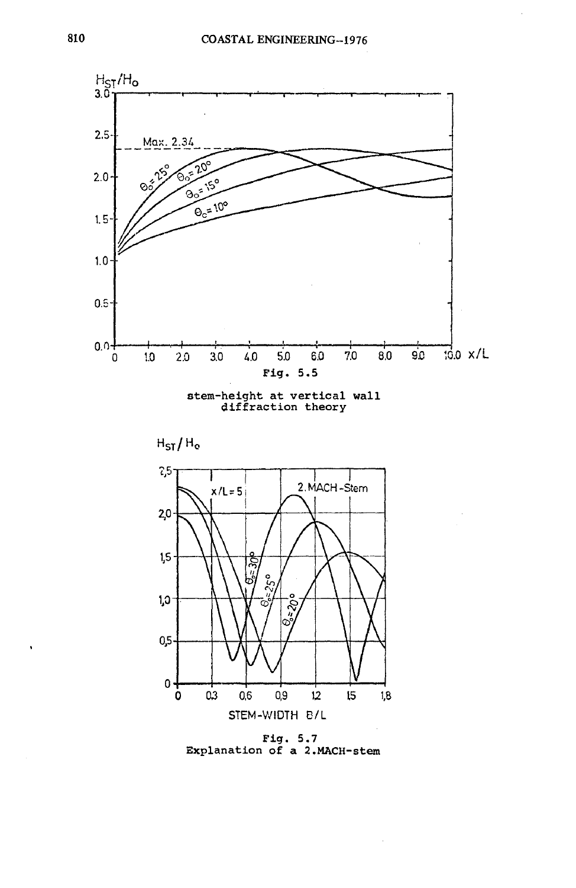Fig. 5.5

stem-height at vertical wall diffraction theory

Fig. 5.7
Explanation of a 2.MACH-stem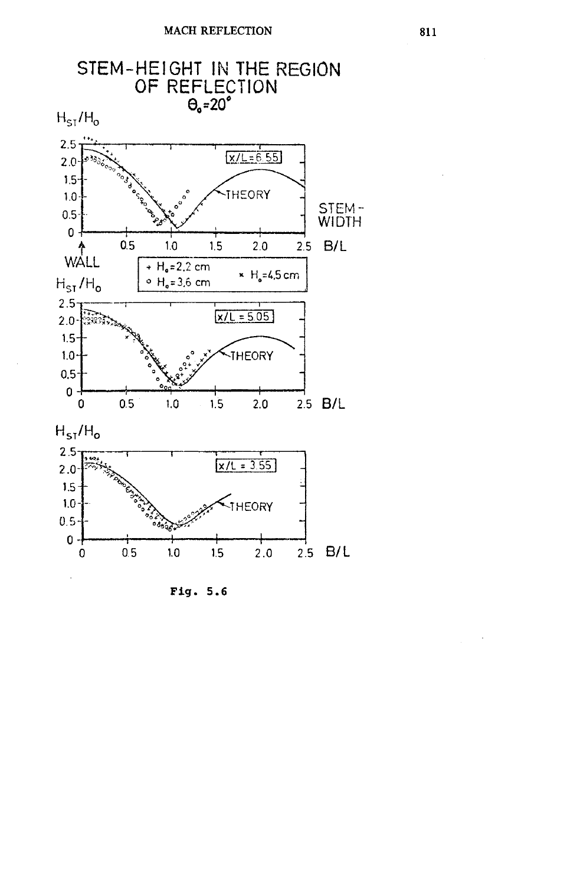STEM-HEIGHT IN THE REGION OF REFLECTION

$\theta_0 = 20°$

$H_{ST}/H_0$

x/L = 6.55

THEORY

STEM-WIDTH

WALL

B/L

+ $H_0$=2.2 cm
o $H_0$=3.6 cm
× $H_0$=4.5 cm

$H_{ST}/H_0$

x/L = 5.05

THEORY

B/L

$H_{ST}/H_0$

x/L = 3.55

THEORY

B/L

Fig. 5.6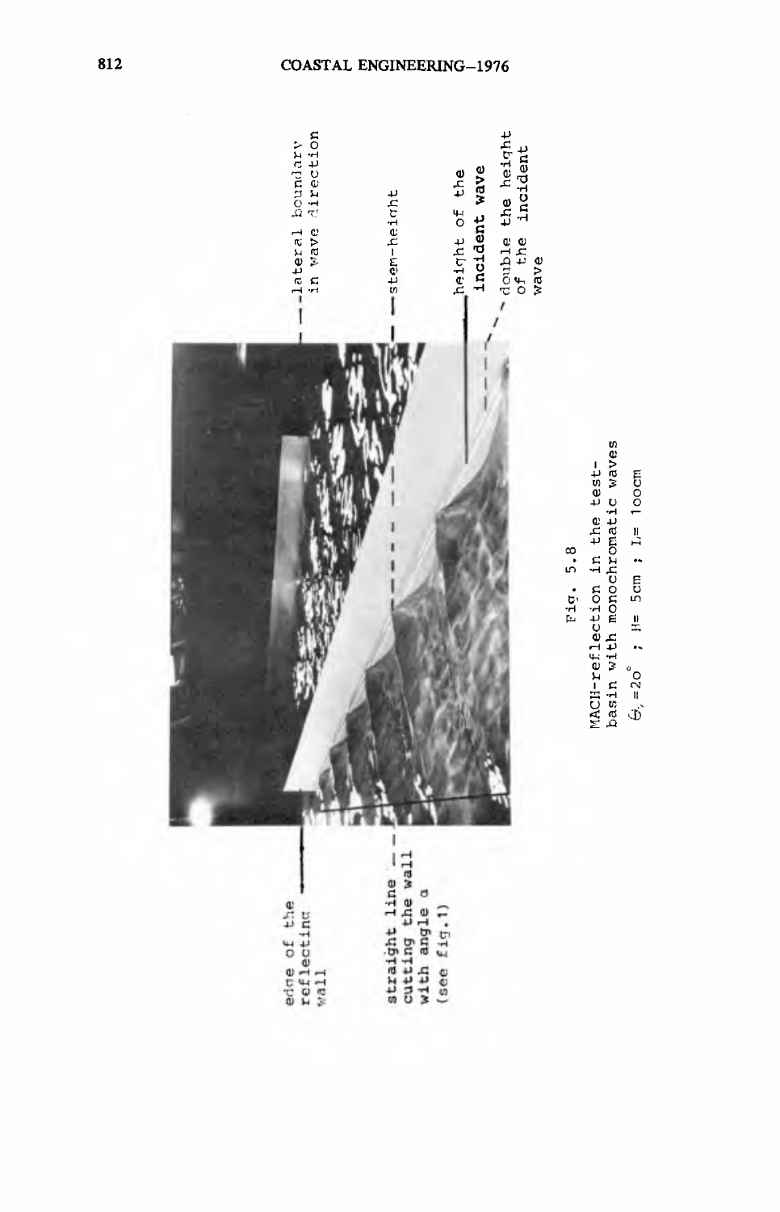Fig. 5.8

MACH-reflection in the test-basin with monochromatic waves

$\theta_i = 20°$ ; H= 5cm ; L= 100cm

edge of the reflecting wall

straight line cutting the wall with angle α (see fig.1)

lateral boundary in wave direction

stem-height

height of the incident wave

double the height of the incident wave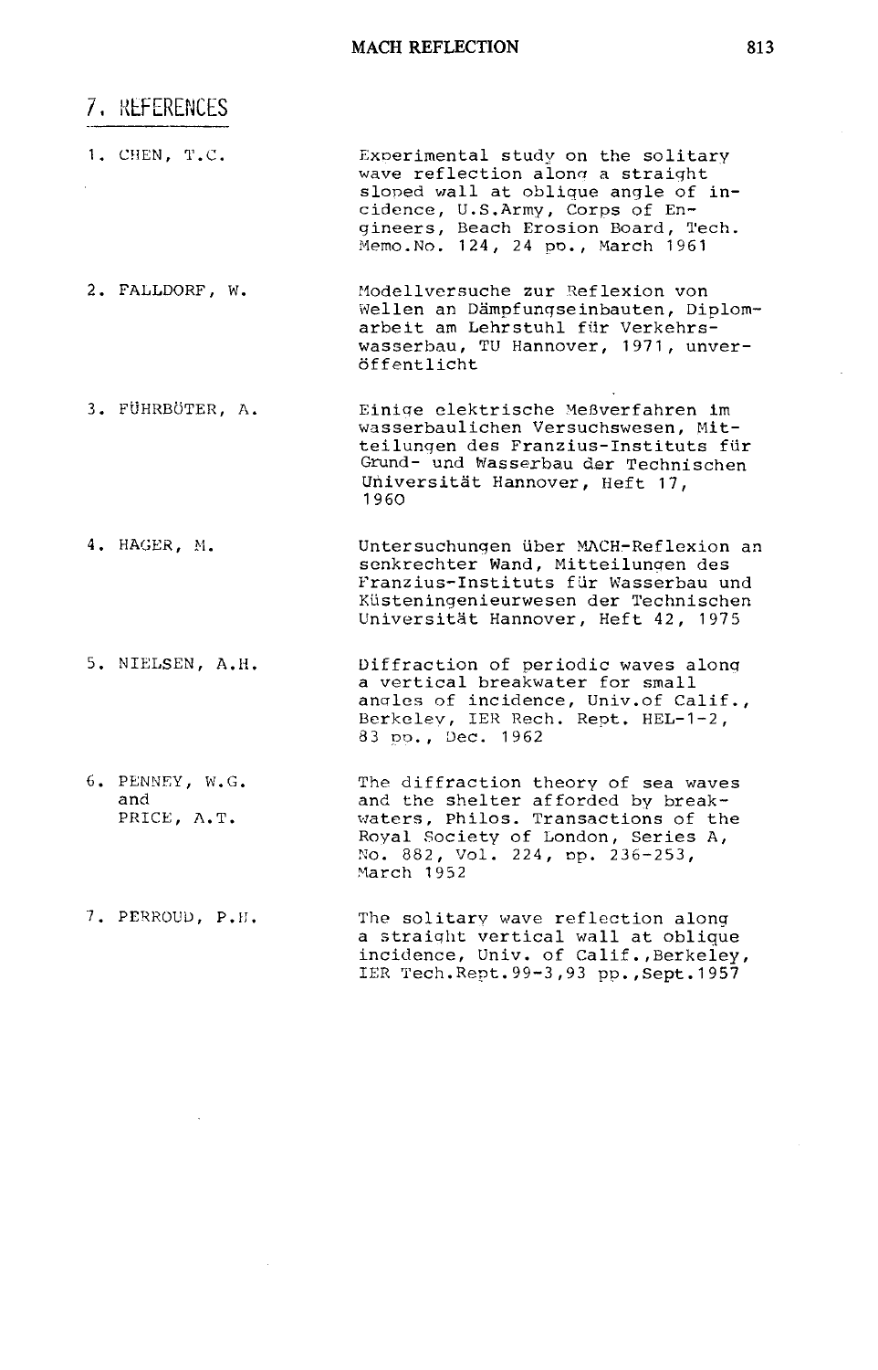## 7. REFERENCES

1. CHEN, T.C. — Experimental study on the solitary wave reflection along a straight sloped wall at oblique angle of incidence, U.S.Army, Corps of Engineers, Beach Erosion Board, Tech. Memo.No. 124, 24 pp., March 1961

2. FALLDORF, W. — Modellversuche zur Reflexion von Wellen an Dämpfungseinbauten, Diplomarbeit am Lehrstuhl für Verkehrswasserbau, TU Hannover, 1971, unveröffentlicht

3. FÜHRBÖTER, A. — Einige elektrische Meßverfahren im wasserbaulichen Versuchswesen, Mitteilungen des Franzius-Instituts für Grund- und Wasserbau der Technischen Universität Hannover, Heft 17, 1960

4. HAGER, M. — Untersuchungen über MACH-Reflexion an senkrechter Wand, Mitteilungen des Franzius-Instituts für Wasserbau und Küsteningenieurwesen der Technischen Universität Hannover, Heft 42, 1975

5. NIELSEN, A.H. — Diffraction of periodic waves along a vertical breakwater for small angles of incidence, Univ.of Calif., Berkeley, IER Rech. Rept. HEL-1-2, 83 pp., Dec. 1962

6. PENNEY, W.G. and PRICE, A.T. — The diffraction theory of sea waves and the shelter afforded by breakwaters, Philos. Transactions of the Royal Society of London, Series A, No. 882, Vol. 224, pp. 236-253, March 1952

7. PERROUD, P.H. — The solitary wave reflection along a straight vertical wall at oblique incidence, Univ. of Calif.,Berkeley, IER Tech.Rept.99-3,93 pp.,Sept.1957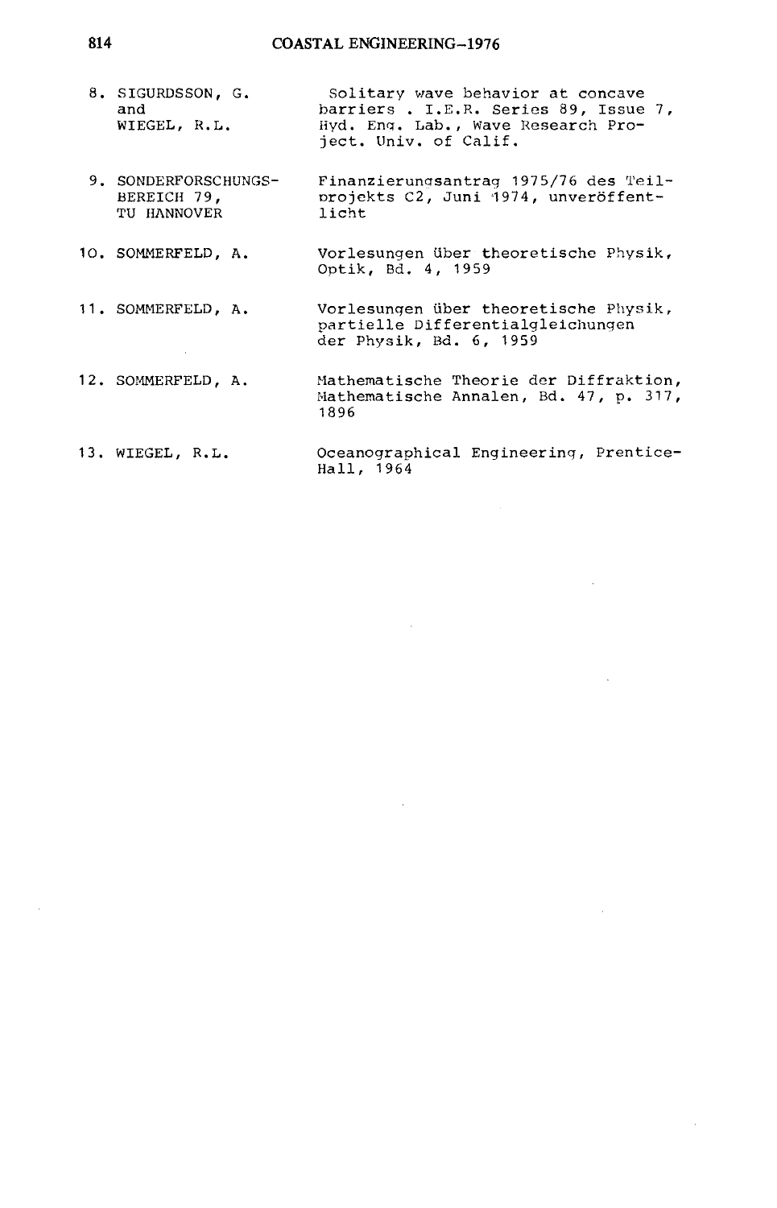8. SIGURDSSON, G. and WIEGEL, R.L. — Solitary wave behavior at concave barriers . I.E.R. Series 89, Issue 7, Hyd. Eng. Lab., Wave Research Project. Univ. of Calif.

9. SONDERFORSCHUNGSBEREICH 79, TU HANNOVER — Finanzierungsantrag 1975/76 des Teilprojekts C2, Juni 1974, unveröffentlicht

10. SOMMERFELD, A. — Vorlesungen über theoretische Physik, Optik, Bd. 4, 1959

11. SOMMERFELD, A. — Vorlesungen über theoretische Physik, partielle Differentialgleichungen der Physik, Bd. 6, 1959

12. SOMMERFELD, A. — Mathematische Theorie der Diffraktion, Mathematische Annalen, Bd. 47, p. 317, 1896

13. WIEGEL, R.L. — Oceanographical Engineering, Prentice-Hall, 1964